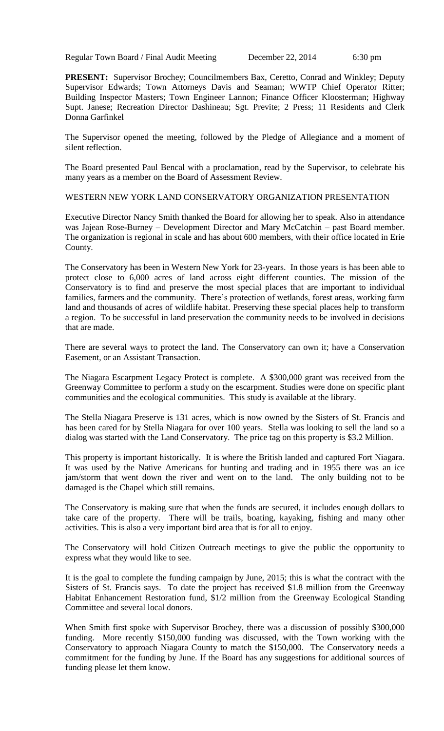Regular Town Board / Final Audit Meeting December 22, 2014 6:30 pm

**PRESENT:** Supervisor Brochey; Councilmembers Bax, Ceretto, Conrad and Winkley; Deputy Supervisor Edwards; Town Attorneys Davis and Seaman; WWTP Chief Operator Ritter; Building Inspector Masters; Town Engineer Lannon; Finance Officer Kloosterman; Highway Supt. Janese; Recreation Director Dashineau; Sgt. Previte; 2 Press; 11 Residents and Clerk Donna Garfinkel

The Supervisor opened the meeting, followed by the Pledge of Allegiance and a moment of silent reflection.

The Board presented Paul Bencal with a proclamation, read by the Supervisor, to celebrate his many years as a member on the Board of Assessment Review.

WESTERN NEW YORK LAND CONSERVATORY ORGANIZATION PRESENTATION

Executive Director Nancy Smith thanked the Board for allowing her to speak. Also in attendance was Jajean Rose-Burney – Development Director and Mary McCatchin – past Board member. The organization is regional in scale and has about 600 members, with their office located in Erie County.

The Conservatory has been in Western New York for 23-years. In those years is has been able to protect close to 6,000 acres of land across eight different counties. The mission of the Conservatory is to find and preserve the most special places that are important to individual families, farmers and the community. There's protection of wetlands, forest areas, working farm land and thousands of acres of wildlife habitat. Preserving these special places help to transform a region. To be successful in land preservation the community needs to be involved in decisions that are made.

There are several ways to protect the land. The Conservatory can own it; have a Conservation Easement, or an Assistant Transaction.

The Niagara Escarpment Legacy Protect is complete. A $300,000 grant was received from the Greenway Committee to perform a study on the escarpment. Studies were done on specific plant communities and the ecological communities. This study is available at the library.

The Stella Niagara Preserve is 131 acres, which is now owned by the Sisters of St. Francis and has been cared for by Stella Niagara for over 100 years. Stella was looking to sell the land so a dialog was started with the Land Conservatory. The price tag on this property is $3.2 Million.

This property is important historically. It is where the British landed and captured Fort Niagara. It was used by the Native Americans for hunting and trading and in 1955 there was an ice jam/storm that went down the river and went on to the land. The only building not to be damaged is the Chapel which still remains.

The Conservatory is making sure that when the funds are secured, it includes enough dollars to take care of the property. There will be trails, boating, kayaking, fishing and many other activities. This is also a very important bird area that is for all to enjoy.

The Conservatory will hold Citizen Outreach meetings to give the public the opportunity to express what they would like to see.

It is the goal to complete the funding campaign by June, 2015; this is what the contract with the Sisters of St. Francis says. To date the project has received $1.8 million from the Greenway Habitat Enhancement Restoration fund, $1/2 million from the Greenway Ecological Standing Committee and several local donors.

When Smith first spoke with Supervisor Brochey, there was a discussion of possibly $300,000 funding. More recently $150,000 funding was discussed, with the Town working with the Conservatory to approach Niagara County to match the $150,000. The Conservatory needs a commitment for the funding by June. If the Board has any suggestions for additional sources of funding please let them know.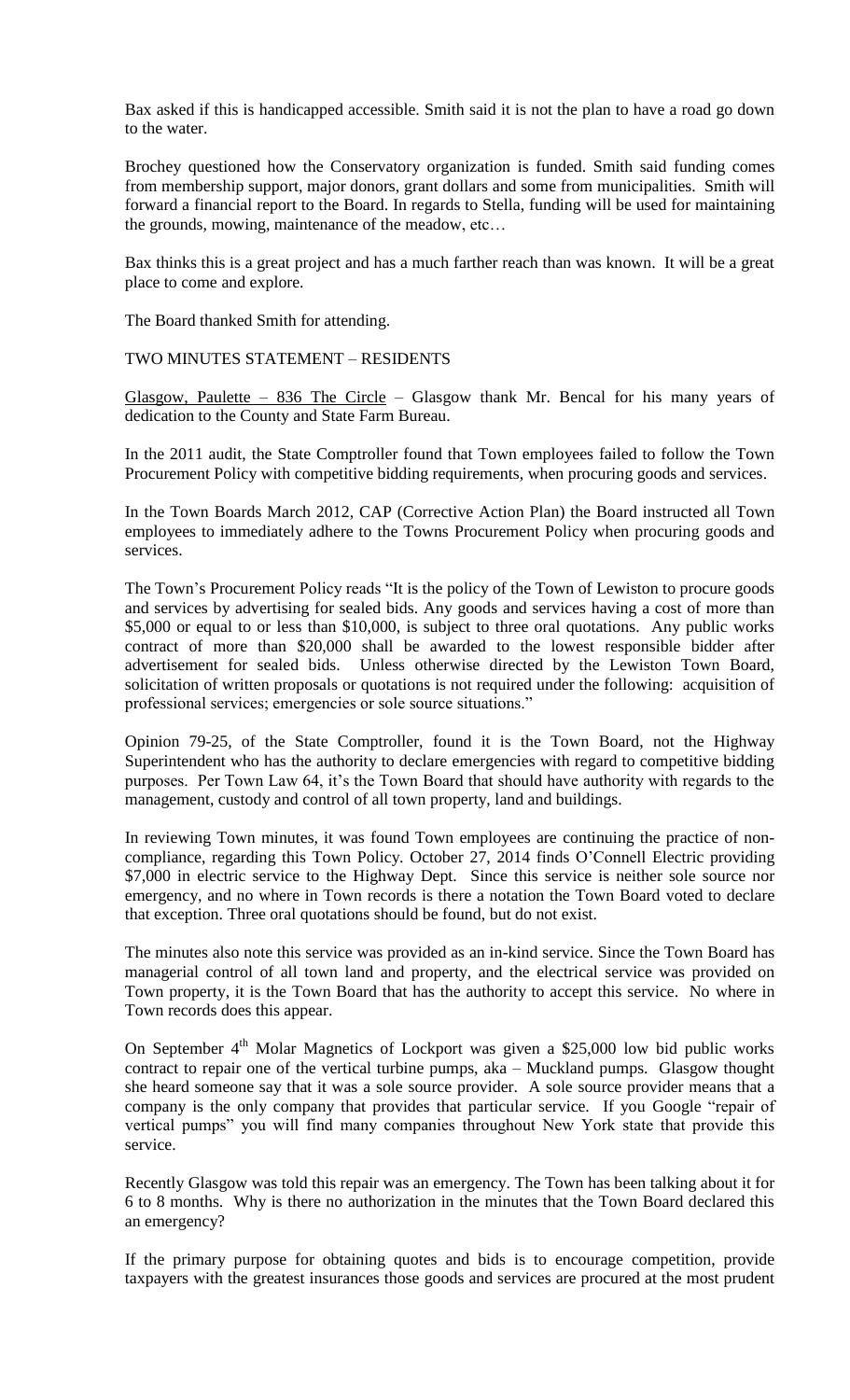Bax asked if this is handicapped accessible. Smith said it is not the plan to have a road go down to the water.

Brochey questioned how the Conservatory organization is funded. Smith said funding comes from membership support, major donors, grant dollars and some from municipalities. Smith will forward a financial report to the Board. In regards to Stella, funding will be used for maintaining the grounds, mowing, maintenance of the meadow, etc…

Bax thinks this is a great project and has a much farther reach than was known. It will be a great place to come and explore.

The Board thanked Smith for attending.

TWO MINUTES STATEMENT – RESIDENTS

Glasgow, Paulette – 836 The Circle – Glasgow thank Mr. Bencal for his many years of dedication to the County and State Farm Bureau.

In the 2011 audit, the State Comptroller found that Town employees failed to follow the Town Procurement Policy with competitive bidding requirements, when procuring goods and services.

In the Town Boards March 2012, CAP (Corrective Action Plan) the Board instructed all Town employees to immediately adhere to the Towns Procurement Policy when procuring goods and services.

The Town's Procurement Policy reads "It is the policy of the Town of Lewiston to procure goods and services by advertising for sealed bids. Any goods and services having a cost of more than \$5,000 or equal to or less than \$10,000, is subject to three oral quotations. Any public works contract of more than \$20,000 shall be awarded to the lowest responsible bidder after advertisement for sealed bids. Unless otherwise directed by the Lewiston Town Board, solicitation of written proposals or quotations is not required under the following: acquisition of professional services; emergencies or sole source situations."

Opinion 79-25, of the State Comptroller, found it is the Town Board, not the Highway Superintendent who has the authority to declare emergencies with regard to competitive bidding purposes. Per Town Law 64, it's the Town Board that should have authority with regards to the management, custody and control of all town property, land and buildings.

In reviewing Town minutes, it was found Town employees are continuing the practice of non-compliance, regarding this Town Policy. October 27, 2014 finds O'Connell Electric providing \$7,000 in electric service to the Highway Dept. Since this service is neither sole source nor emergency, and no where in Town records is there a notation the Town Board voted to declare that exception. Three oral quotations should be found, but do not exist.

The minutes also note this service was provided as an in-kind service. Since the Town Board has managerial control of all town land and property, and the electrical service was provided on Town property, it is the Town Board that has the authority to accept this service. No where in Town records does this appear.

On September 4th Molar Magnetics of Lockport was given a \$25,000 low bid public works contract to repair one of the vertical turbine pumps, aka – Muckland pumps. Glasgow thought she heard someone say that it was a sole source provider. A sole source provider means that a company is the only company that provides that particular service. If you Google "repair of vertical pumps" you will find many companies throughout New York state that provide this service.

Recently Glasgow was told this repair was an emergency. The Town has been talking about it for 6 to 8 months. Why is there no authorization in the minutes that the Town Board declared this an emergency?

If the primary purpose for obtaining quotes and bids is to encourage competition, provide taxpayers with the greatest insurances those goods and services are procured at the most prudent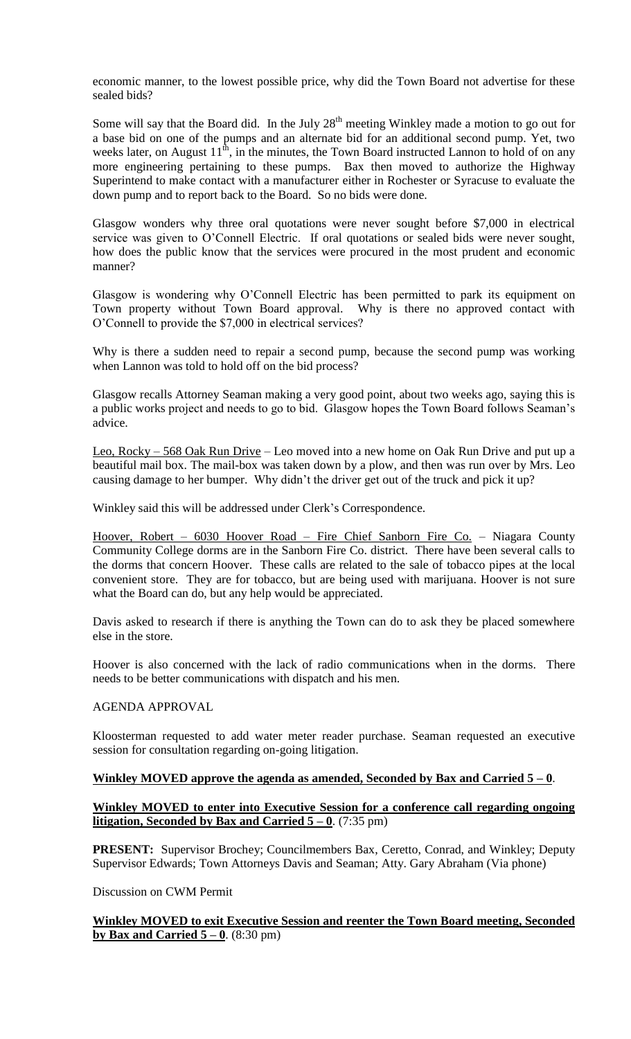economic manner, to the lowest possible price, why did the Town Board not advertise for these sealed bids?

Some will say that the Board did. In the July 28th meeting Winkley made a motion to go out for a base bid on one of the pumps and an alternate bid for an additional second pump. Yet, two weeks later, on August 11th, in the minutes, the Town Board instructed Lannon to hold of on any more engineering pertaining to these pumps. Bax then moved to authorize the Highway Superintend to make contact with a manufacturer either in Rochester or Syracuse to evaluate the down pump and to report back to the Board. So no bids were done.

Glasgow wonders why three oral quotations were never sought before $7,000 in electrical service was given to O'Connell Electric. If oral quotations or sealed bids were never sought, how does the public know that the services were procured in the most prudent and economic manner?

Glasgow is wondering why O'Connell Electric has been permitted to park its equipment on Town property without Town Board approval. Why is there no approved contact with O'Connell to provide the $7,000 in electrical services?

Why is there a sudden need to repair a second pump, because the second pump was working when Lannon was told to hold off on the bid process?

Glasgow recalls Attorney Seaman making a very good point, about two weeks ago, saying this is a public works project and needs to go to bid. Glasgow hopes the Town Board follows Seaman's advice.

Leo, Rocky – 568 Oak Run Drive – Leo moved into a new home on Oak Run Drive and put up a beautiful mail box. The mail-box was taken down by a plow, and then was run over by Mrs. Leo causing damage to her bumper. Why didn't the driver get out of the truck and pick it up?

Winkley said this will be addressed under Clerk's Correspondence.

Hoover, Robert – 6030 Hoover Road – Fire Chief Sanborn Fire Co. – Niagara County Community College dorms are in the Sanborn Fire Co. district. There have been several calls to the dorms that concern Hoover. These calls are related to the sale of tobacco pipes at the local convenient store. They are for tobacco, but are being used with marijuana. Hoover is not sure what the Board can do, but any help would be appreciated.

Davis asked to research if there is anything the Town can do to ask they be placed somewhere else in the store.

Hoover is also concerned with the lack of radio communications when in the dorms. There needs to be better communications with dispatch and his men.

AGENDA APPROVAL

Kloosterman requested to add water meter reader purchase. Seaman requested an executive session for consultation regarding on-going litigation.

**Winkley MOVED approve the agenda as amended, Seconded by Bax and Carried 5 – 0**.

**Winkley MOVED to enter into Executive Session for a conference call regarding ongoing litigation, Seconded by Bax and Carried 5 – 0**. (7:35 pm)

**PRESENT:** Supervisor Brochey; Councilmembers Bax, Ceretto, Conrad, and Winkley; Deputy Supervisor Edwards; Town Attorneys Davis and Seaman; Atty. Gary Abraham (Via phone)

Discussion on CWM Permit

**Winkley MOVED to exit Executive Session and reenter the Town Board meeting, Seconded by Bax and Carried 5 – 0**. (8:30 pm)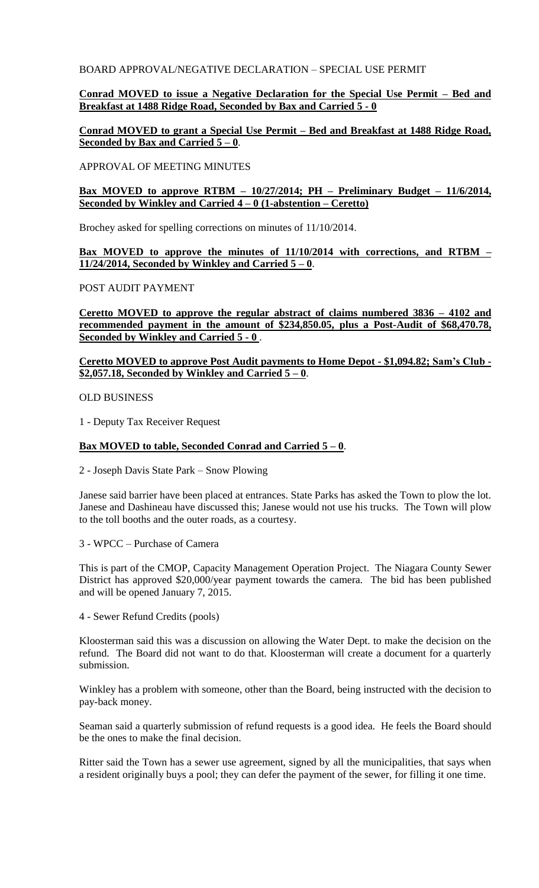BOARD APPROVAL/NEGATIVE DECLARATION – SPECIAL USE PERMIT

**Conrad MOVED to issue a Negative Declaration for the Special Use Permit – Bed and Breakfast at 1488 Ridge Road, Seconded by Bax and Carried 5 - 0**

**Conrad MOVED to grant a Special Use Permit – Bed and Breakfast at 1488 Ridge Road, Seconded by Bax and Carried 5 – 0**.

APPROVAL OF MEETING MINUTES

**Bax MOVED to approve RTBM – 10/27/2014; PH – Preliminary Budget – 11/6/2014, Seconded by Winkley and Carried 4 – 0 (1-abstention – Ceretto)**

Brochey asked for spelling corrections on minutes of 11/10/2014.

**Bax MOVED to approve the minutes of 11/10/2014 with corrections, and RTBM – 11/24/2014, Seconded by Winkley and Carried 5 – 0**.

POST AUDIT PAYMENT

**Ceretto MOVED to approve the regular abstract of claims numbered 3836 – 4102 and recommended payment in the amount of $234,850.05, plus a Post-Audit of $68,470.78, Seconded by Winkley and Carried 5 - 0** .

**Ceretto MOVED to approve Post Audit payments to Home Depot - $1,094.82; Sam's Club - $2,057.18, Seconded by Winkley and Carried 5 – 0**.

OLD BUSINESS

1 - Deputy Tax Receiver Request

**Bax MOVED to table, Seconded Conrad and Carried 5 – 0**.

2 - Joseph Davis State Park – Snow Plowing

Janese said barrier have been placed at entrances. State Parks has asked the Town to plow the lot. Janese and Dashineau have discussed this; Janese would not use his trucks. The Town will plow to the toll booths and the outer roads, as a courtesy.

3 - WPCC – Purchase of Camera

This is part of the CMOP, Capacity Management Operation Project. The Niagara County Sewer District has approved $20,000/year payment towards the camera. The bid has been published and will be opened January 7, 2015.

4 - Sewer Refund Credits (pools)

Kloosterman said this was a discussion on allowing the Water Dept. to make the decision on the refund. The Board did not want to do that. Kloosterman will create a document for a quarterly submission.

Winkley has a problem with someone, other than the Board, being instructed with the decision to pay-back money.

Seaman said a quarterly submission of refund requests is a good idea. He feels the Board should be the ones to make the final decision.

Ritter said the Town has a sewer use agreement, signed by all the municipalities, that says when a resident originally buys a pool; they can defer the payment of the sewer, for filling it one time.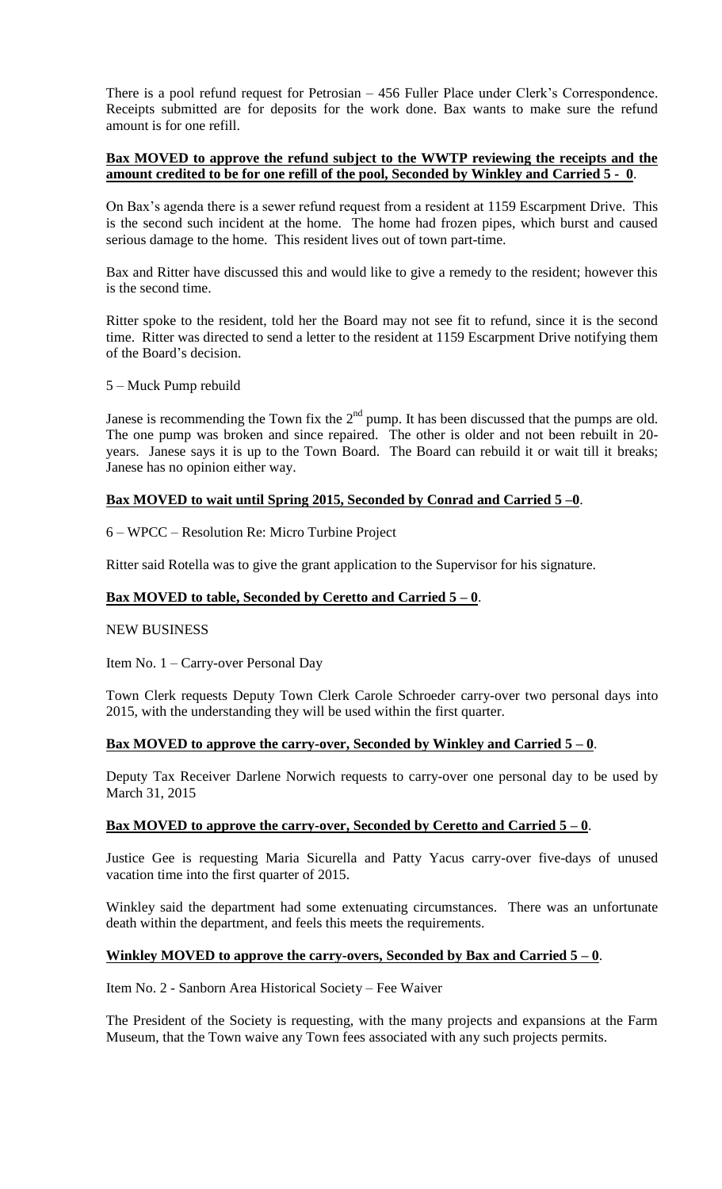There is a pool refund request for Petrosian – 456 Fuller Place under Clerk's Correspondence. Receipts submitted are for deposits for the work done. Bax wants to make sure the refund amount is for one refill.

**Bax MOVED to approve the refund subject to the WWTP reviewing the receipts and the amount credited to be for one refill of the pool, Seconded by Winkley and Carried 5 - 0**.

On Bax's agenda there is a sewer refund request from a resident at 1159 Escarpment Drive. This is the second such incident at the home. The home had frozen pipes, which burst and caused serious damage to the home. This resident lives out of town part-time.

Bax and Ritter have discussed this and would like to give a remedy to the resident; however this is the second time.

Ritter spoke to the resident, told her the Board may not see fit to refund, since it is the second time. Ritter was directed to send a letter to the resident at 1159 Escarpment Drive notifying them of the Board's decision.

5 – Muck Pump rebuild

Janese is recommending the Town fix the 2nd pump. It has been discussed that the pumps are old. The one pump was broken and since repaired. The other is older and not been rebuilt in 20-years. Janese says it is up to the Town Board. The Board can rebuild it or wait till it breaks; Janese has no opinion either way.

**Bax MOVED to wait until Spring 2015, Seconded by Conrad and Carried 5 –0**.

6 – WPCC – Resolution Re: Micro Turbine Project

Ritter said Rotella was to give the grant application to the Supervisor for his signature.

**Bax MOVED to table, Seconded by Ceretto and Carried 5 – 0**.

NEW BUSINESS

Item No. 1 – Carry-over Personal Day

Town Clerk requests Deputy Town Clerk Carole Schroeder carry-over two personal days into 2015, with the understanding they will be used within the first quarter.

**Bax MOVED to approve the carry-over, Seconded by Winkley and Carried 5 – 0**.

Deputy Tax Receiver Darlene Norwich requests to carry-over one personal day to be used by March 31, 2015

**Bax MOVED to approve the carry-over, Seconded by Ceretto and Carried 5 – 0**.

Justice Gee is requesting Maria Sicurella and Patty Yacus carry-over five-days of unused vacation time into the first quarter of 2015.

Winkley said the department had some extenuating circumstances. There was an unfortunate death within the department, and feels this meets the requirements.

**Winkley MOVED to approve the carry-overs, Seconded by Bax and Carried 5 – 0**.

Item No. 2 - Sanborn Area Historical Society – Fee Waiver

The President of the Society is requesting, with the many projects and expansions at the Farm Museum, that the Town waive any Town fees associated with any such projects permits.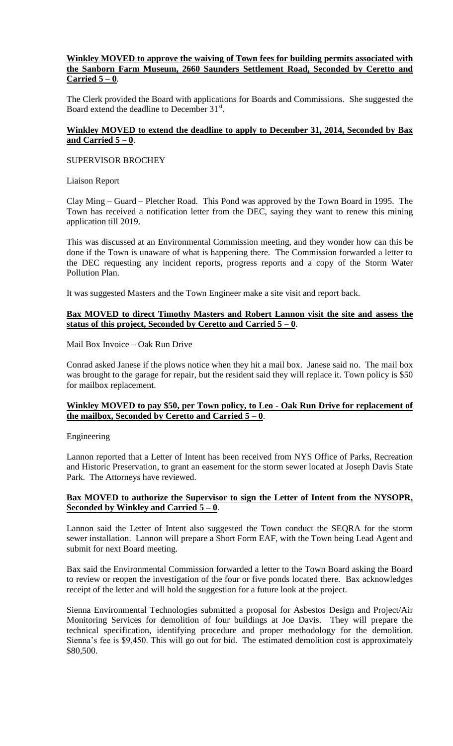**Winkley MOVED to approve the waiving of Town fees for building permits associated with the Sanborn Farm Museum, 2660 Saunders Settlement Road, Seconded by Ceretto and Carried 5 – 0**.

The Clerk provided the Board with applications for Boards and Commissions. She suggested the Board extend the deadline to December 31st.

**Winkley MOVED to extend the deadline to apply to December 31, 2014, Seconded by Bax and Carried 5 – 0**.

SUPERVISOR BROCHEY

Liaison Report

Clay Ming – Guard – Pletcher Road. This Pond was approved by the Town Board in 1995. The Town has received a notification letter from the DEC, saying they want to renew this mining application till 2019.

This was discussed at an Environmental Commission meeting, and they wonder how can this be done if the Town is unaware of what is happening there. The Commission forwarded a letter to the DEC requesting any incident reports, progress reports and a copy of the Storm Water Pollution Plan.

It was suggested Masters and the Town Engineer make a site visit and report back.

**Bax MOVED to direct Timothy Masters and Robert Lannon visit the site and assess the status of this project, Seconded by Ceretto and Carried 5 – 0**.

Mail Box Invoice – Oak Run Drive

Conrad asked Janese if the plows notice when they hit a mail box. Janese said no. The mail box was brought to the garage for repair, but the resident said they will replace it. Town policy is $50 for mailbox replacement.

**Winkley MOVED to pay $50, per Town policy, to Leo - Oak Run Drive for replacement of the mailbox, Seconded by Ceretto and Carried 5 – 0**.

Engineering

Lannon reported that a Letter of Intent has been received from NYS Office of Parks, Recreation and Historic Preservation, to grant an easement for the storm sewer located at Joseph Davis State Park. The Attorneys have reviewed.

**Bax MOVED to authorize the Supervisor to sign the Letter of Intent from the NYSOPR, Seconded by Winkley and Carried 5 – 0**.

Lannon said the Letter of Intent also suggested the Town conduct the SEQRA for the storm sewer installation. Lannon will prepare a Short Form EAF, with the Town being Lead Agent and submit for next Board meeting.

Bax said the Environmental Commission forwarded a letter to the Town Board asking the Board to review or reopen the investigation of the four or five ponds located there. Bax acknowledges receipt of the letter and will hold the suggestion for a future look at the project.

Sienna Environmental Technologies submitted a proposal for Asbestos Design and Project/Air Monitoring Services for demolition of four buildings at Joe Davis. They will prepare the technical specification, identifying procedure and proper methodology for the demolition. Sienna's fee is $9,450. This will go out for bid. The estimated demolition cost is approximately $80,500.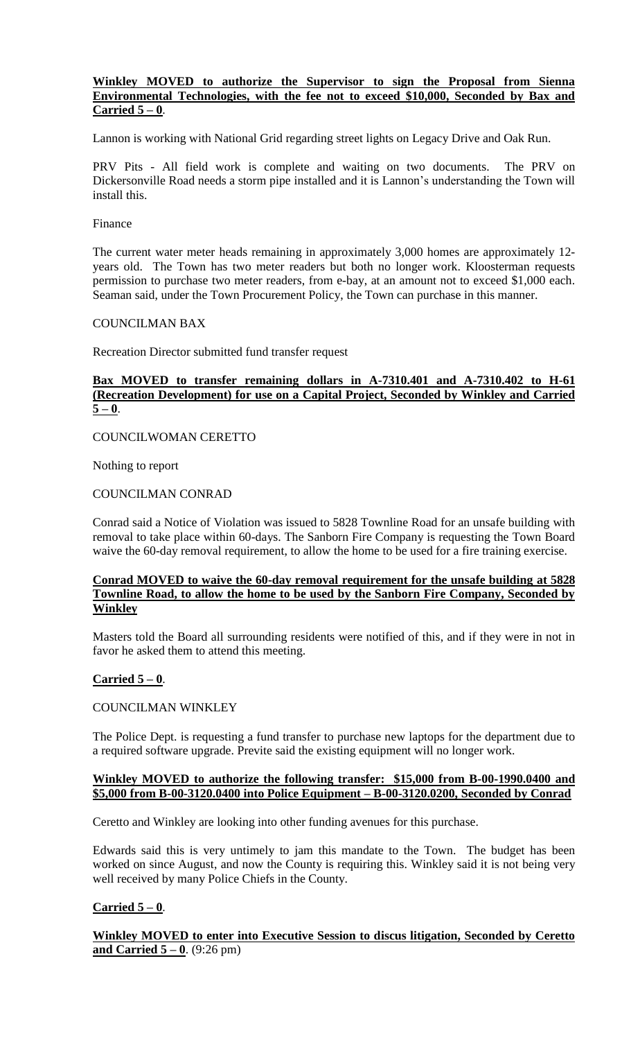**Winkley MOVED to authorize the Supervisor to sign the Proposal from Sienna Environmental Technologies, with the fee not to exceed $10,000, Seconded by Bax and Carried 5 – 0**.

Lannon is working with National Grid regarding street lights on Legacy Drive and Oak Run.

PRV Pits - All field work is complete and waiting on two documents. The PRV on Dickersonville Road needs a storm pipe installed and it is Lannon's understanding the Town will install this.

Finance

The current water meter heads remaining in approximately 3,000 homes are approximately 12-years old. The Town has two meter readers but both no longer work. Kloosterman requests permission to purchase two meter readers, from e-bay, at an amount not to exceed $1,000 each. Seaman said, under the Town Procurement Policy, the Town can purchase in this manner.

COUNCILMAN BAX

Recreation Director submitted fund transfer request

**Bax MOVED to transfer remaining dollars in A-7310.401 and A-7310.402 to H-61 (Recreation Development) for use on a Capital Project, Seconded by Winkley and Carried 5 – 0**.

COUNCILWOMAN CERETTO

Nothing to report

COUNCILMAN CONRAD

Conrad said a Notice of Violation was issued to 5828 Townline Road for an unsafe building with removal to take place within 60-days. The Sanborn Fire Company is requesting the Town Board waive the 60-day removal requirement, to allow the home to be used for a fire training exercise.

**Conrad MOVED to waive the 60-day removal requirement for the unsafe building at 5828 Townline Road, to allow the home to be used by the Sanborn Fire Company, Seconded by Winkley**

Masters told the Board all surrounding residents were notified of this, and if they were in not in favor he asked them to attend this meeting.

**Carried 5 – 0**.

COUNCILMAN WINKLEY

The Police Dept. is requesting a fund transfer to purchase new laptops for the department due to a required software upgrade. Previte said the existing equipment will no longer work.

**Winkley MOVED to authorize the following transfer: $15,000 from B-00-1990.0400 and $5,000 from B-00-3120.0400 into Police Equipment – B-00-3120.0200, Seconded by Conrad**

Ceretto and Winkley are looking into other funding avenues for this purchase.

Edwards said this is very untimely to jam this mandate to the Town. The budget has been worked on since August, and now the County is requiring this. Winkley said it is not being very well received by many Police Chiefs in the County.

**Carried 5 – 0**.

**Winkley MOVED to enter into Executive Session to discus litigation, Seconded by Ceretto and Carried 5 – 0**. (9:26 pm)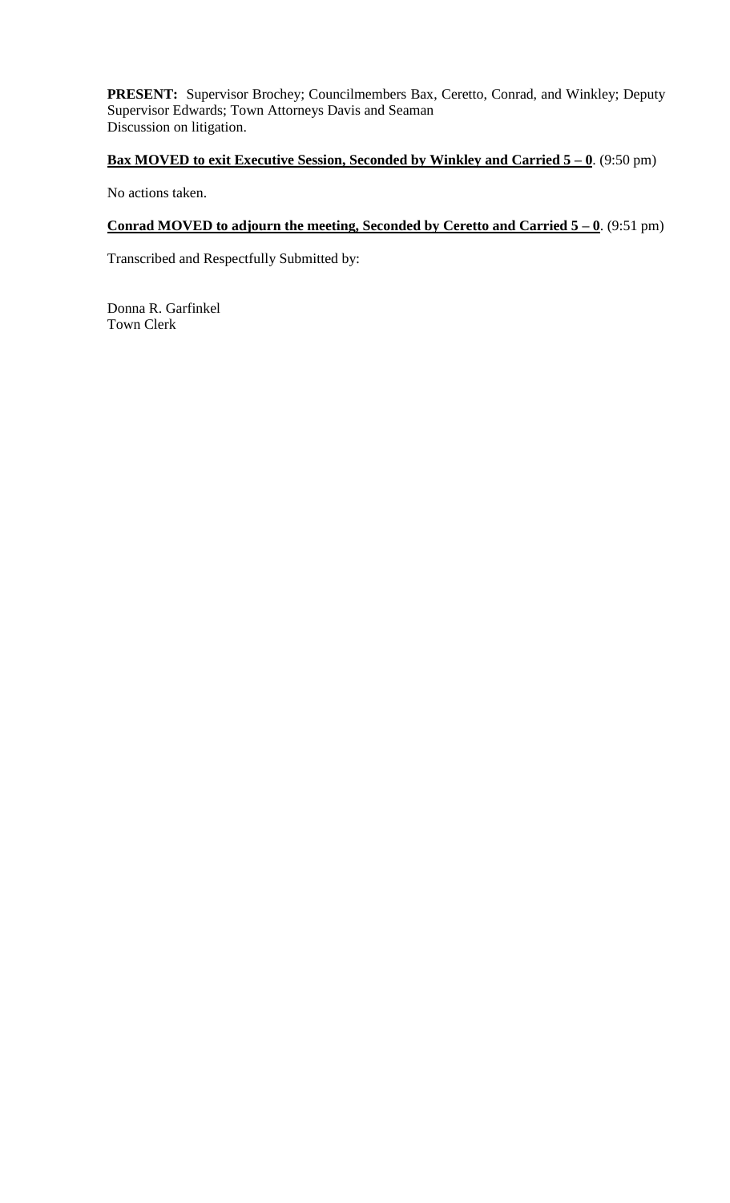**PRESENT:** Supervisor Brochey; Councilmembers Bax, Ceretto, Conrad, and Winkley; Deputy Supervisor Edwards; Town Attorneys Davis and Seaman
Discussion on litigation.

**Bax MOVED to exit Executive Session, Seconded by Winkley and Carried 5 – 0**. (9:50 pm)

No actions taken.

**Conrad MOVED to adjourn the meeting, Seconded by Ceretto and Carried 5 – 0**. (9:51 pm)

Transcribed and Respectfully Submitted by:

Donna R. Garfinkel
Town Clerk